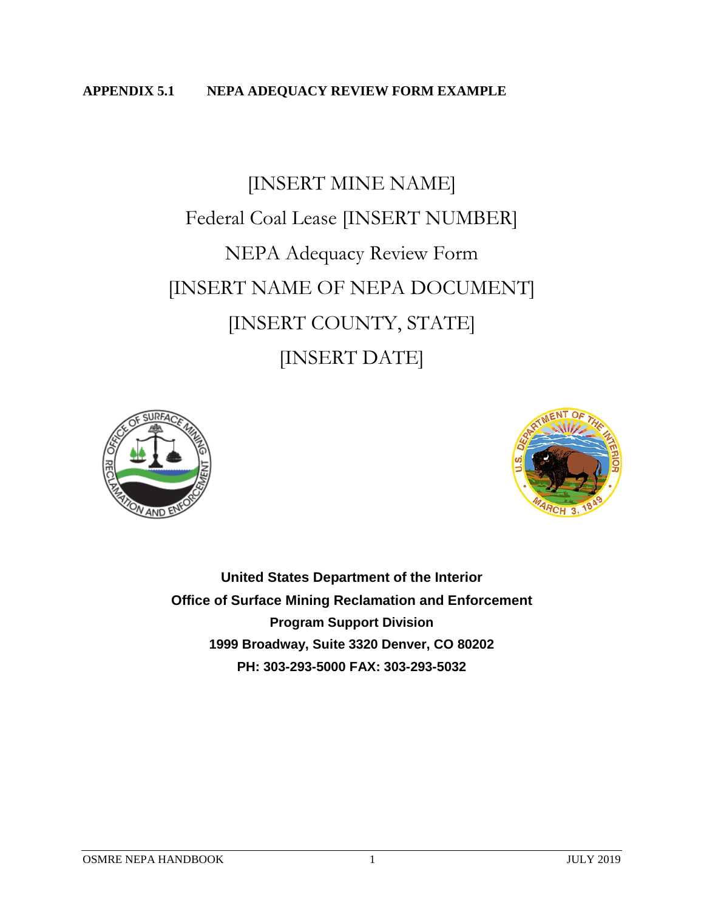**APPENDIX 5.1 NEPA ADEQUACY REVIEW FORM EXAMPLE**

# [INSERT MINE NAME]

# Federal Coal Lease [INSERT NUMBER]

# NEPA Adequacy Review Form

# [INSERT NAME OF NEPA DOCUMENT]

# [INSERT COUNTY, STATE]

# [INSERT DATE]

**United States Department of the Interior**
**Office of Surface Mining Reclamation and Enforcement**
**Program Support Division**
**1999 Broadway, Suite 3320 Denver, CO 80202**
**PH: 303-293-5000 FAX: 303-293-5032**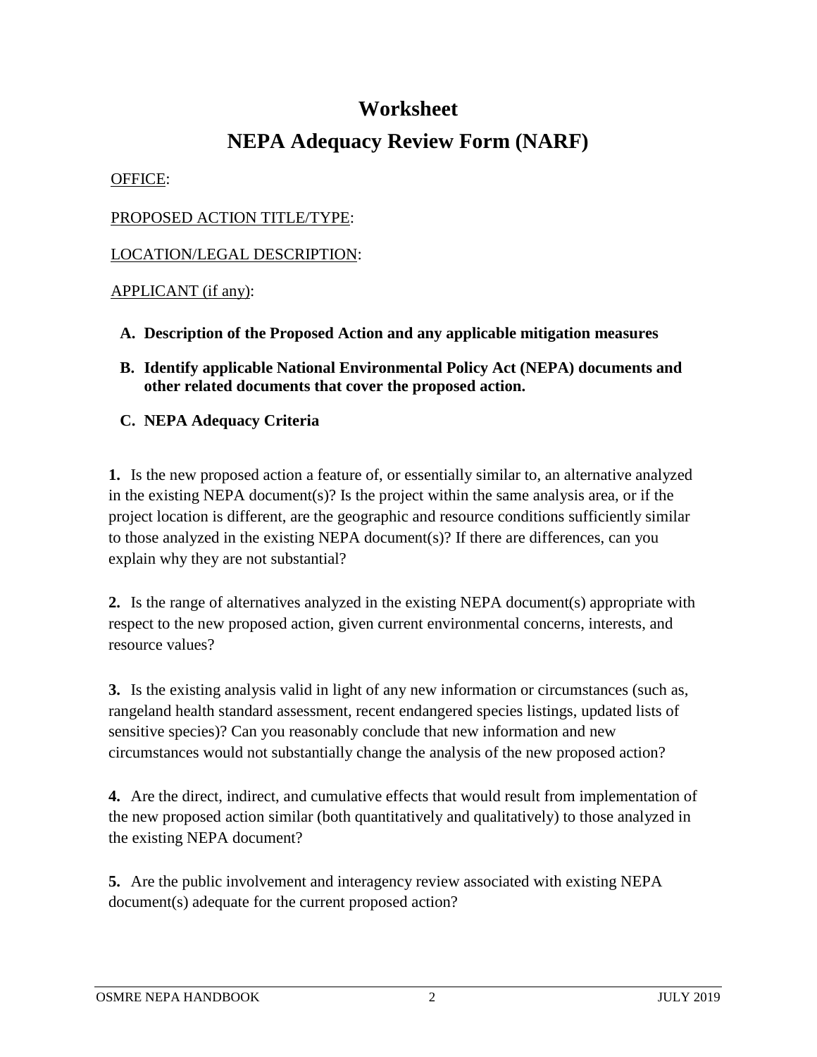# Worksheet

# NEPA Adequacy Review Form (NARF)

OFFICE:

PROPOSED ACTION TITLE/TYPE:

LOCATION/LEGAL DESCRIPTION:

APPLICANT (if any):

**A. Description of the Proposed Action and any applicable mitigation measures**

**B. Identify applicable National Environmental Policy Act (NEPA) documents and other related documents that cover the proposed action.**

**C. NEPA Adequacy Criteria**

**1.** Is the new proposed action a feature of, or essentially similar to, an alternative analyzed in the existing NEPA document(s)? Is the project within the same analysis area, or if the project location is different, are the geographic and resource conditions sufficiently similar to those analyzed in the existing NEPA document(s)? If there are differences, can you explain why they are not substantial?

**2.** Is the range of alternatives analyzed in the existing NEPA document(s) appropriate with respect to the new proposed action, given current environmental concerns, interests, and resource values?

**3.** Is the existing analysis valid in light of any new information or circumstances (such as, rangeland health standard assessment, recent endangered species listings, updated lists of sensitive species)? Can you reasonably conclude that new information and new circumstances would not substantially change the analysis of the new proposed action?

**4.** Are the direct, indirect, and cumulative effects that would result from implementation of the new proposed action similar (both quantitatively and qualitatively) to those analyzed in the existing NEPA document?

**5.** Are the public involvement and interagency review associated with existing NEPA document(s) adequate for the current proposed action?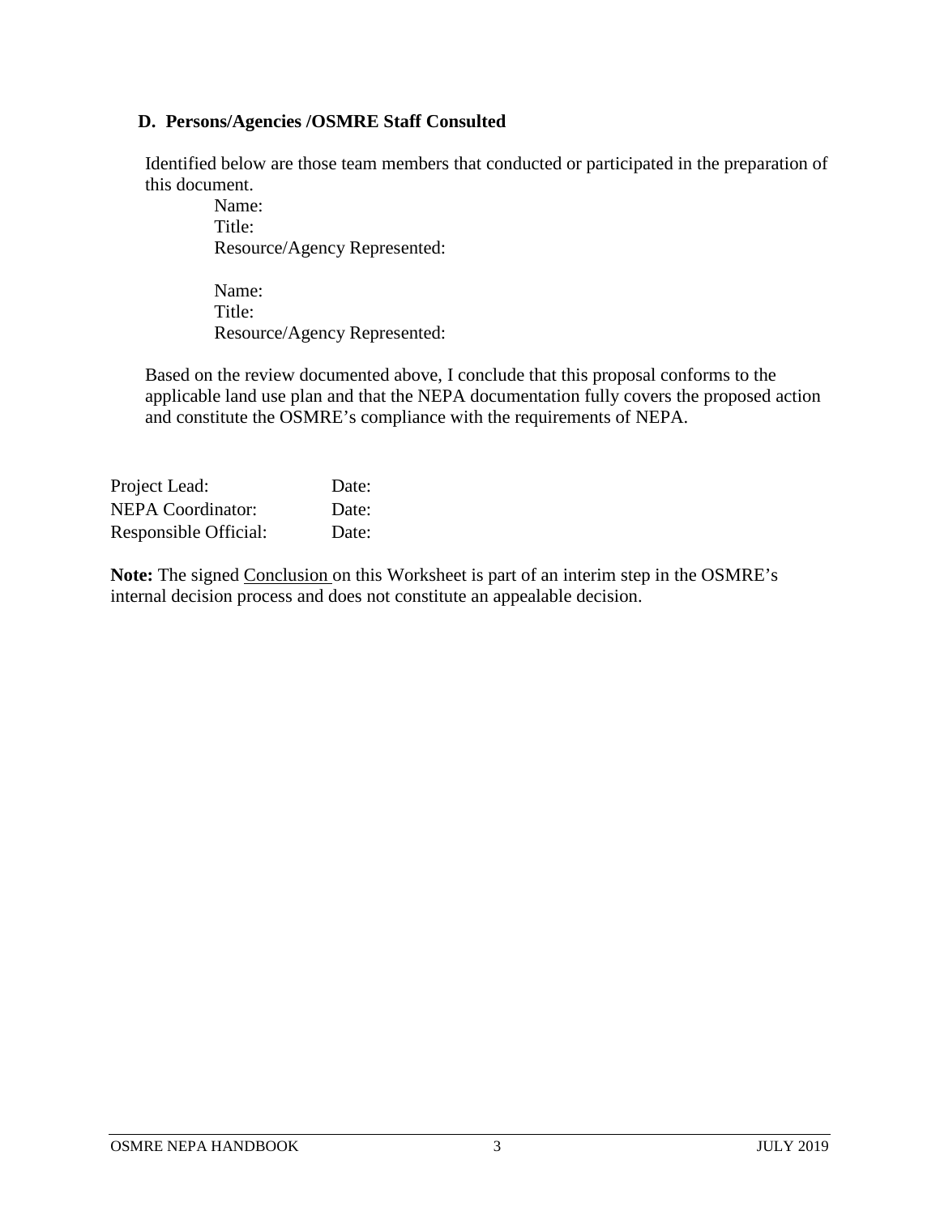### D. Persons/Agencies /OSMRE Staff Consulted

Identified below are those team members that conducted or participated in the preparation of this document.

Name:
Title:
Resource/Agency Represented:

Name:
Title:
Resource/Agency Represented:

Based on the review documented above, I conclude that this proposal conforms to the applicable land use plan and that the NEPA documentation fully covers the proposed action and constitute the OSMRE's compliance with the requirements of NEPA.

| | |
|---|---|
| Project Lead: | Date: |
| NEPA Coordinator: | Date: |
| Responsible Official: | Date: |

**Note:** The signed Conclusion on this Worksheet is part of an interim step in the OSMRE's internal decision process and does not constitute an appealable decision.